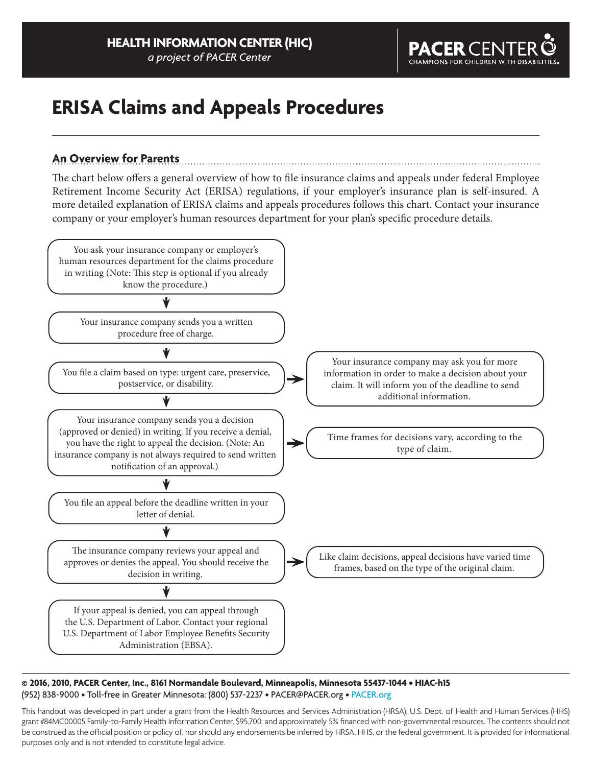HEALTH INFORMATION CENTER (HIC)
*a project of PACER Center*

PACER CENTER
CHAMPIONS FOR CHILDREN WITH DISABILITIES.

# ERISA Claims and Appeals Procedures

## An Overview for Parents

The chart below offers a general overview of how to file insurance claims and appeals under federal Employee Retirement Income Security Act (ERISA) regulations, if your employer's insurance plan is self-insured. A more detailed explanation of ERISA claims and appeals procedures follows this chart. Contact your insurance company or your employer's human resources department for your plan's specific procedure details.

1. You ask your insurance company or employer's human resources department for the claims procedure in writing (Note: This step is optional if you already know the procedure.)

   ↓

2. Your insurance company sends you a written procedure free of charge.

   ↓

3. You file a claim based on type: urgent care, preservice, postservice, or disability.
   → Your insurance company may ask you for more information in order to make a decision about your claim. It will inform you of the deadline to send additional information.

   ↓

4. Your insurance company sends you a decision (approved or denied) in writing. If you receive a denial, you have the right to appeal the decision. (Note: An insurance company is not always required to send written notification of an approval.)
   → Time frames for decisions vary, according to the type of claim.

   ↓

5. You file an appeal before the deadline written in your letter of denial.

   ↓

6. The insurance company reviews your appeal and approves or denies the appeal. You should receive the decision in writing.
   → Like claim decisions, appeal decisions have varied time frames, based on the type of the original claim.

   ↓

7. If your appeal is denied, you can appeal through the U.S. Department of Labor. Contact your regional U.S. Department of Labor Employee Benefits Security Administration (EBSA).

**© 2016, 2010, PACER Center, Inc., 8161 Normandale Boulevard, Minneapolis, Minnesota 55437-1044 • HIAC-h15**
(952) 838-9000 • Toll-free in Greater Minnesota: (800) 537-2237 • PACER@PACER.org • PACER.org

This handout was developed in part under a grant from the Health Resources and Services Administration (HRSA), U.S. Dept. of Health and Human Services (HHS) grant #84MC00005 Family-to-Family Health Information Center, $95,700; and approximately 5% financed with non-governmental resources. The contents should not be construed as the official position or policy of, nor should any endorsements be inferred by HRSA, HHS, or the federal government. It is provided for informational purposes only and is not intended to constitute legal advice.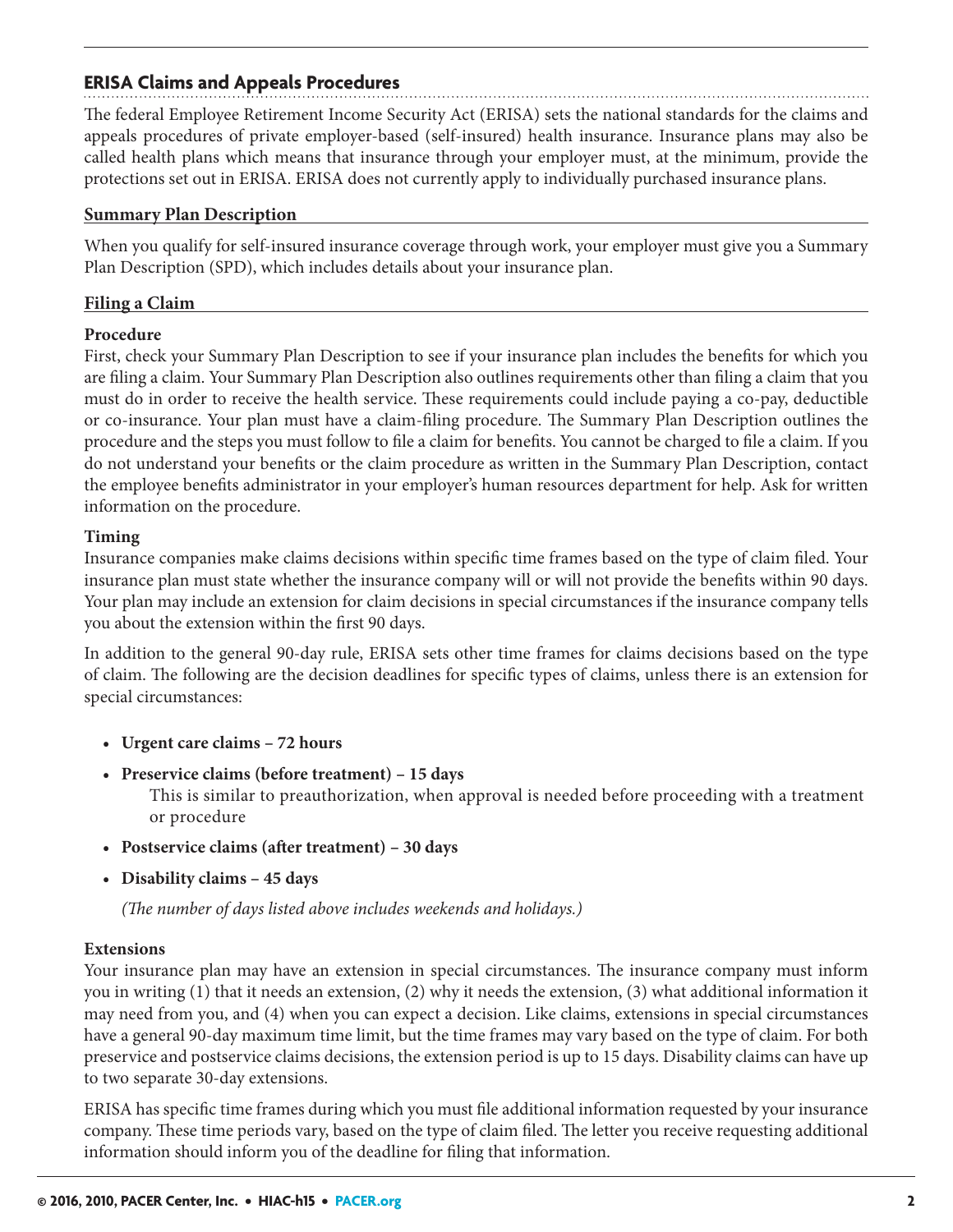## ERISA Claims and Appeals Procedures

The federal Employee Retirement Income Security Act (ERISA) sets the national standards for the claims and appeals procedures of private employer-based (self-insured) health insurance. Insurance plans may also be called health plans which means that insurance through your employer must, at the minimum, provide the protections set out in ERISA. ERISA does not currently apply to individually purchased insurance plans.

### Summary Plan Description

When you qualify for self-insured insurance coverage through work, your employer must give you a Summary Plan Description (SPD), which includes details about your insurance plan.

### Filing a Claim

**Procedure**

First, check your Summary Plan Description to see if your insurance plan includes the benefits for which you are filing a claim. Your Summary Plan Description also outlines requirements other than filing a claim that you must do in order to receive the health service. These requirements could include paying a co-pay, deductible or co-insurance. Your plan must have a claim-filing procedure. The Summary Plan Description outlines the procedure and the steps you must follow to file a claim for benefits. You cannot be charged to file a claim. If you do not understand your benefits or the claim procedure as written in the Summary Plan Description, contact the employee benefits administrator in your employer's human resources department for help. Ask for written information on the procedure.

**Timing**

Insurance companies make claims decisions within specific time frames based on the type of claim filed. Your insurance plan must state whether the insurance company will or will not provide the benefits within 90 days. Your plan may include an extension for claim decisions in special circumstances if the insurance company tells you about the extension within the first 90 days.

In addition to the general 90-day rule, ERISA sets other time frames for claims decisions based on the type of claim. The following are the decision deadlines for specific types of claims, unless there is an extension for special circumstances:

- **Urgent care claims – 72 hours**
- **Preservice claims (before treatment) – 15 days**
  This is similar to preauthorization, when approval is needed before proceeding with a treatment or procedure
- **Postservice claims (after treatment) – 30 days**
- **Disability claims – 45 days**

*(The number of days listed above includes weekends and holidays.)*

**Extensions**

Your insurance plan may have an extension in special circumstances. The insurance company must inform you in writing (1) that it needs an extension, (2) why it needs the extension, (3) what additional information it may need from you, and (4) when you can expect a decision. Like claims, extensions in special circumstances have a general 90-day maximum time limit, but the time frames may vary based on the type of claim. For both preservice and postservice claims decisions, the extension period is up to 15 days. Disability claims can have up to two separate 30-day extensions.

ERISA has specific time frames during which you must file additional information requested by your insurance company. These time periods vary, based on the type of claim filed. The letter you receive requesting additional information should inform you of the deadline for filing that information.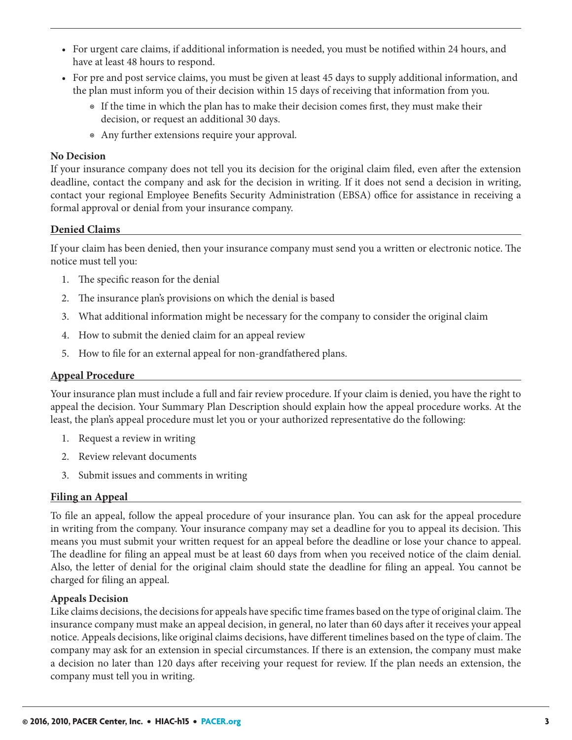- For urgent care claims, if additional information is needed, you must be notified within 24 hours, and have at least 48 hours to respond.
- For pre and post service claims, you must be given at least 45 days to supply additional information, and the plan must inform you of their decision within 15 days of receiving that information from you.
  - If the time in which the plan has to make their decision comes first, they must make their decision, or request an additional 30 days.
  - Any further extensions require your approval.

**No Decision**

If your insurance company does not tell you its decision for the original claim filed, even after the extension deadline, contact the company and ask for the decision in writing. If it does not send a decision in writing, contact your regional Employee Benefits Security Administration (EBSA) office for assistance in receiving a formal approval or denial from your insurance company.

## Denied Claims

If your claim has been denied, then your insurance company must send you a written or electronic notice. The notice must tell you:

1. The specific reason for the denial
2. The insurance plan's provisions on which the denial is based
3. What additional information might be necessary for the company to consider the original claim
4. How to submit the denied claim for an appeal review
5. How to file for an external appeal for non-grandfathered plans.

## Appeal Procedure

Your insurance plan must include a full and fair review procedure. If your claim is denied, you have the right to appeal the decision. Your Summary Plan Description should explain how the appeal procedure works. At the least, the plan's appeal procedure must let you or your authorized representative do the following:

1. Request a review in writing
2. Review relevant documents
3. Submit issues and comments in writing

## Filing an Appeal

To file an appeal, follow the appeal procedure of your insurance plan. You can ask for the appeal procedure in writing from the company. Your insurance company may set a deadline for you to appeal its decision. This means you must submit your written request for an appeal before the deadline or lose your chance to appeal. The deadline for filing an appeal must be at least 60 days from when you received notice of the claim denial. Also, the letter of denial for the original claim should state the deadline for filing an appeal. You cannot be charged for filing an appeal.

**Appeals Decision**

Like claims decisions, the decisions for appeals have specific time frames based on the type of original claim. The insurance company must make an appeal decision, in general, no later than 60 days after it receives your appeal notice. Appeals decisions, like original claims decisions, have different timelines based on the type of claim. The company may ask for an extension in special circumstances. If there is an extension, the company must make a decision no later than 120 days after receiving your request for review. If the plan needs an extension, the company must tell you in writing.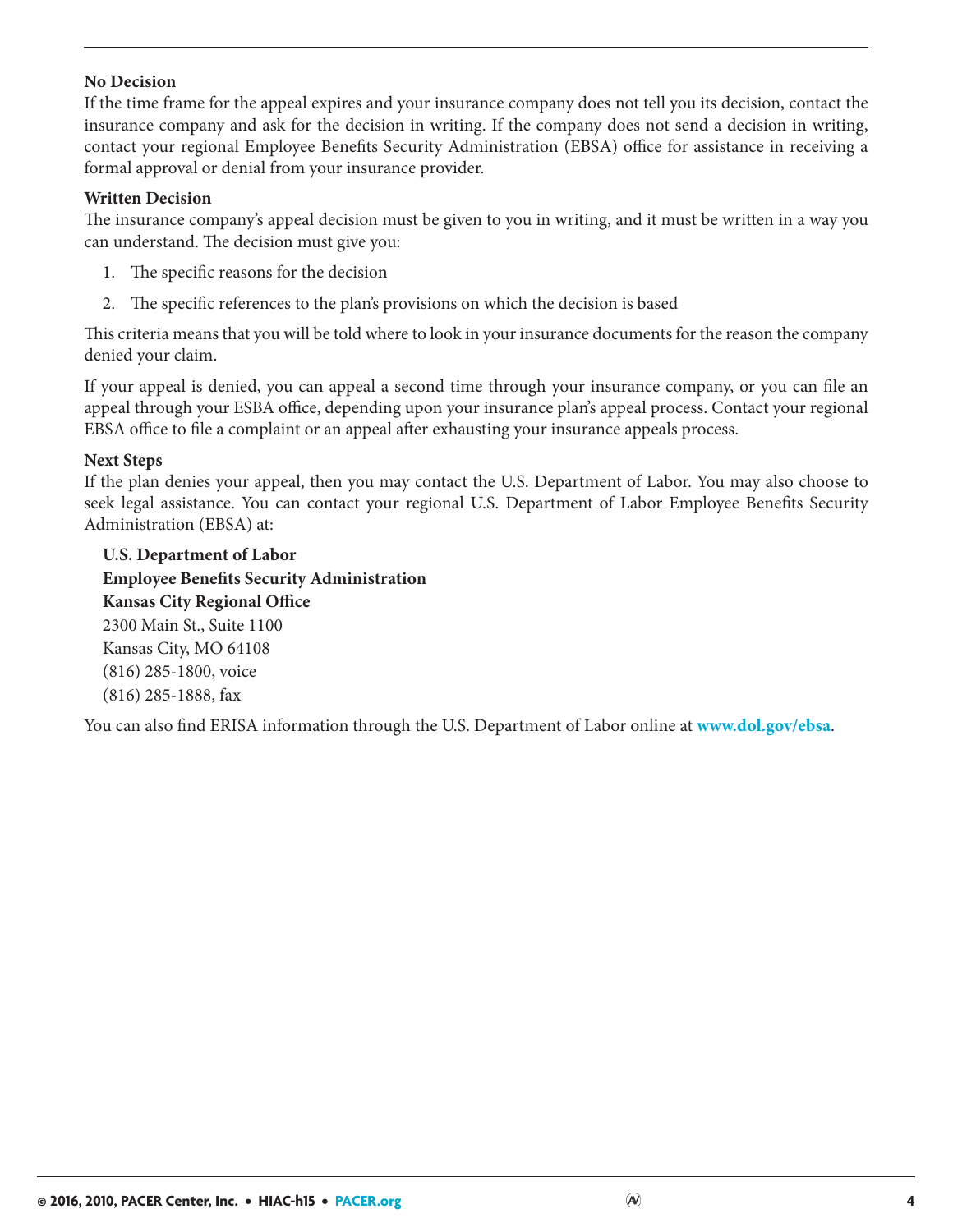**No Decision**
If the time frame for the appeal expires and your insurance company does not tell you its decision, contact the insurance company and ask for the decision in writing. If the company does not send a decision in writing, contact your regional Employee Benefits Security Administration (EBSA) office for assistance in receiving a formal approval or denial from your insurance provider.

**Written Decision**
The insurance company's appeal decision must be given to you in writing, and it must be written in a way you can understand. The decision must give you:

1. The specific reasons for the decision
2. The specific references to the plan's provisions on which the decision is based

This criteria means that you will be told where to look in your insurance documents for the reason the company denied your claim.

If your appeal is denied, you can appeal a second time through your insurance company, or you can file an appeal through your ESBA office, depending upon your insurance plan's appeal process. Contact your regional EBSA office to file a complaint or an appeal after exhausting your insurance appeals process.

**Next Steps**
If the plan denies your appeal, then you may contact the U.S. Department of Labor. You may also choose to seek legal assistance. You can contact your regional U.S. Department of Labor Employee Benefits Security Administration (EBSA) at:

**U.S. Department of Labor**
**Employee Benefits Security Administration**
**Kansas City Regional Office**
2300 Main St., Suite 1100
Kansas City, MO 64108
(816) 285-1800, voice
(816) 285-1888, fax

You can also find ERISA information through the U.S. Department of Labor online at **www.dol.gov/ebsa**.

© 2016, 2010, PACER Center, Inc. • HIAC-h15 • PACER.org